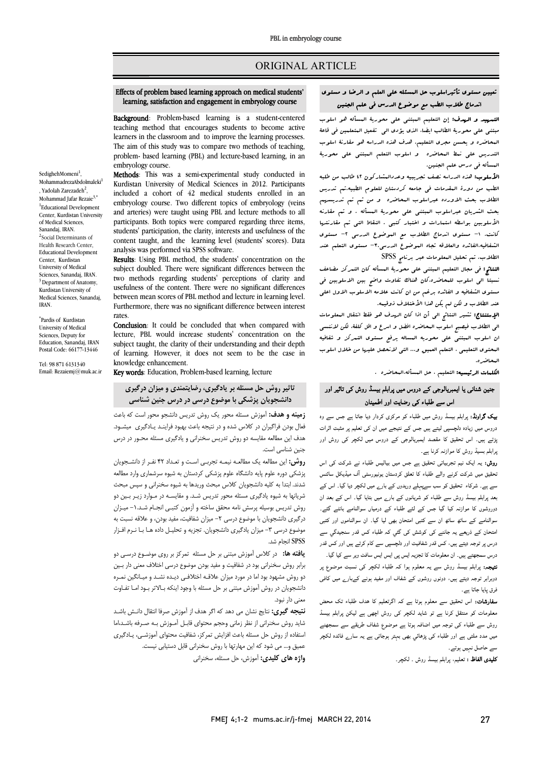ORIGINAL ARTICLE

# Effects of problem based learning approach on medical students' learning, satisfaction and engagement in embryology course

SedighehMomeni[1], MohammadrezaAbdolmaleki[1], Yadolah Zarezadeh[2], Mohammad Jafar Rezaie[3,*]

[1]Educational Development Center, Kurdistan University of Medical Sciences, Sanandaj, IRAN.
[2]Social Determinants of Health Research Center, Educational Development Center, Kurdistan University of Medical Sciences, Sanandaj, IRAN.
[3]Department of Anatomy, Kurdistan University of Medical Sciences, Sanandaj, IRAN.

*Pardis of Kurdistan University of Medical Sciences, Deputy for Education, Sanandaj, IRAN Postal Code: 66177-13446

Tel: 98 871 6131340
Email: Rezaiemj@muk.ac.ir

**Background**: Problem-based learning is a student-centered teaching method that encourages students to become active learners in the classroom and to improve the learning processes. The aim of this study was to compare two methods of teaching, problem- based learning (PBL) and lecture-based learning, in an embryology course.

**Methods**: This was a semi-experimental study conducted in Kurdistan University of Medical Sciences in 2012. Participants included a cohort of 42 medical students enrolled in an embryology course. Two different topics of embryology (veins and arteries) were taught using PBL and lecture methods to all participants. Both topics were compared regarding three items, students' participation, the clarity, interests and usefulness of the content taught, and the learning level (students' scores). Data analysis was performed via SPSS software.

**Results**: Using PBL method, the students' concentration on the subject doubled. There were significant differences between the two methods regarding students' perceptions of clarity and usefulness of the content. There were no significant differences between mean scores of PBL method and lecture in learning level. Furthermore, there was no significant difference between interest rates.

**Conclusion**: It could be concluded that when compared with lecture, PBL would increase students' concentration on the subject taught, the clarity of their understanding and their depth of learning. However, it does not seem to be the case in knowledge enhancement.

**Key words**: Education, Problem-based learning, lecture

# تعيين مستوى تأثيراسلوب حل المسئله على العلم و الرضا و مستوى اندماج طلاب الطب مع موضوع الدرس في علم الجنين

**التمهيد و الهدف:** إن التعليم المبتنى على محورية المسأله هو اسلوب مبتنى على محورية الطالب ايضا. الذى يؤدى الى تفعيل المتعلمين في قاعة المحاضره و يحسن مجرى التعليم. هدف هذه الدراسه هو مقارنة اسلوب التدريس على نمط المحاضره و اسلوب التعلم المبتنى على محورية المسأله في درس علم الجنين.

**الأسلوب:** هذه الدراسه نصف تجريبيه وعددالمشاركون ٤٢ طالب من طلبه الطب من دورة المقدمات في جامعه كردستان للعلوم الطبيه.تم تدريس الطلاب بحث الاورده عبراسلوب المحاضره و من ثم تم تدريسهم بحث الشريان عبراسلوب المبتنى على محورية المسأله . و تم مقارنه الأسلوبين بواسطه استمارات و اختبار كتبى . النقاط التى تم مقارنتها كانت. ١- مستوى اندماج الطلاب مع الموضوع الدرسى ٢- مستوى الشفافيه،الفائده والعلاقه تجاه الموضوع الدرسى.٣- مستوى التعلم عند الطلاب. تم تحليل المعلومات عبر برنامج SPSS

**النتائج:** في مجال التعليم المبتنى على محورية المسأله كان التمركز مضاعف نسبتا الى اسلوب للمحاضره.كان هنالك تفاوت واضح بين الاسلوبين في مستوى الشفافيه و الفائده برغم من ان كانت علامه الاسلوب الاول اعلى عند الطلاب و لكن لم يكن هذا الأختلاف ذوقيمه.

**الإستنتاج:** تشير النتائج الى أن اذا كان الهدف هو فقط انتقال المعلومات الى الطلاب فيصبح اسلوب المحاضره افضل و اسرع و اقل كلفة. لكن لاننسى ان اسلوب المبتنى على محوريه المسأله برفع مستوى التمركز و شفافيه المحتوى التعليمى ، التعلم العميق و... التى لانحصل عليها من خلال اسلوب المحاضره.

**الكلمات الرئيسيه:** التعليم ، حل المسأله،المحاضره .

# تاثیر روش حل مسئله بر یادگیری، رضایتمندی و میزان درگیری دانشجویان پزشکی با موضوع درسی در درس جنین شناسی

**زمینه و هدف:** آموزش مسئله محور یک روش تدریس دانشجو محور است که باعث فعال بودن فراگیران در کلاس شده و در نتیجه باعث بهبود فرایند یادگیری میشود. هدف این مطالعه مقایسه دو روش تدریس سخنرانی و یادگیری مسئله محور در درس جنین شناسی است.

**روش:** این مطالعه یک مطالعه نیمه تجربی است و تعداد ۴۲ نفر از دانشجویان پزشکی دوره علوم پایه دانشگاه علوم پزشکی کردستان به شیوه سرشماری وارد مطالعه شدند. ابتدا به کلیه دانشجویان کلاس مبحث وریدها به شیوه سخنرانی و سپس مبحث شریانها به شیوه یادگیری مسئله محور تدریس شد. و مقایسه در موارد زیر بین دو روش تدریس بوسیله پرسش نامه محقق ساخته و آزمون کتبی انجام شد.۱- میزان درگیری دانشجویان با موضوع درسی ۲- میزان شفافیت، مفید بودن، و علاقه نسبت به موضوع درسی ۳- میزان یادگیری دانشجویان. تجزیه و تحلیل داده ها با نرم افزار SPSS انجام شد.

**یافته ها:** در کلاس آموزش مبتنی بر حل مسئله تمرکز بر روی موضوع درسی دو برابر روش سخنرانی بود در شفافیت و مفید بودن موضوع درسی اختلاف معنی دار بین دو روش مشهود بود اما در مورد میزان علاقه اختلافی دیده نشد و میانگین نمره دانشجویان در روش آموزش مبتنی بر حل مسئله با وجود اینکه بالاتر بود اما تفاوت معنی دار نبود.

**نتیجه گیری:** نتایج نشان می دهد که اگر هدف از آموزش صرفا انتقال دانش باشد شاید روش سخنرانی از نظر زمانی وحجم محتوای قابل آموزش به صرفه باشد،اما استفاده از روش حل مسئله باعث افزایش تمرکز، شفافیت محتوای آموزشی، یادگیری عمیق و... می شود که این مهارتها با روش سخنرانی قابل دستیابی نیست.

**واژه های کلیدی:** آموزش، حل مسئله، سخنرانی

# جنین شناسی یا ایمبریالوجی کے دروس میں پرابلم بیسڈ روش کی تاثیر اور اس سے طلباء کی رضایت اور اطمینان

**بیک گراونڈ:** پرابلم بیسڈ روش میں طلباء کو مرکزی کردار دیا جاتا ہے جس سے وہ دروس میں زیادہ دلچسپی لیتے ہیں جس کے نتیجے میں ان کی تعلیم پر مثبت اثرات پڑتے ہیں۔ اس تحقیق کا مقصد ایمبریالوجی کے دروس میں لکچر کی روش اور پرابلم بسیڈ روش کا موازنہ کرنا ہے۔

**روش:** یہ ایک نیم تجرباتی تحقیق ہے جس میں بیالیس طلباء نے شرکت کی اس تحقیق میں شرکت کرنے والے طلباء کا تعلق کردستان یونیورسٹی آف میڈیکل سائنس سے ہے۔ شرکاء تحقیق کو سب سےپہلے وریدوں کے بارے میں لکچر دیا گيا۔ اس کے بعد پرابلم بیسڈ روش سے طلباء کو شریانوں کے بارے میں بتایا گيا۔ اس کے بعد ان دوروشوں کا موازنہ کیا گیا جس کے لئے طلباء کے درمیان سوالنامے بانٹے گئے۔ سوالنامے کے ساتھ ساتھ ان سے کتبی امتحان بھی لیا گيا۔ ان سوالناموں اور کتبی امتحان کے ذریعے یہ جاننے کی کوشش کی گئي کہ طلباء کس قدر سنجیدگي سے درس پر توجہ دیتے ہیں، کس قدر شفافیت اور دلچسپی سے کام کرتے ہیں اور کس قدر درس سمجھتے ہیں۔ ان معلومات کا تجزیہ ایس پی ایس ایس سافٹ ویر سے کیا گيا۔

**نتیجہ:** پرابلم بیسڈ روش سے یہ معلوم ہوا کہ طلباء لکچر کی نسبت موضوع پر دوبرابر توجہ دیتے ہیں، دونوں روشوں کے شفاف اور مفید ہونے کےبارے میں کافی فرق پایا جاتا ہے۔

**سفارشات:** اس تحقیق سے معلوم ہوتا ہے کہ اگرتعلیم کا ھدف طلباء تک محض معلومات کو منتقل کرنا ہے تو شاید لکچر کی روش اچھی ہے لیکن پرابلم بیسڈ روش سے طلباء کی توجہ میں اضافہ ہوتا ہے موضوع شفاف طریقے سے سمجھنے میں مدد ملتی ہے اور طلباء کی پڑھائي بھی بہتر ہوجاتی ہے یہ سارے فائدہ لکچر سے حاصل نہیں ہوتے۔

**کلیدی الفاظ :** تعلیم، پرابلم بیسڈ روش ۔ لکچر۔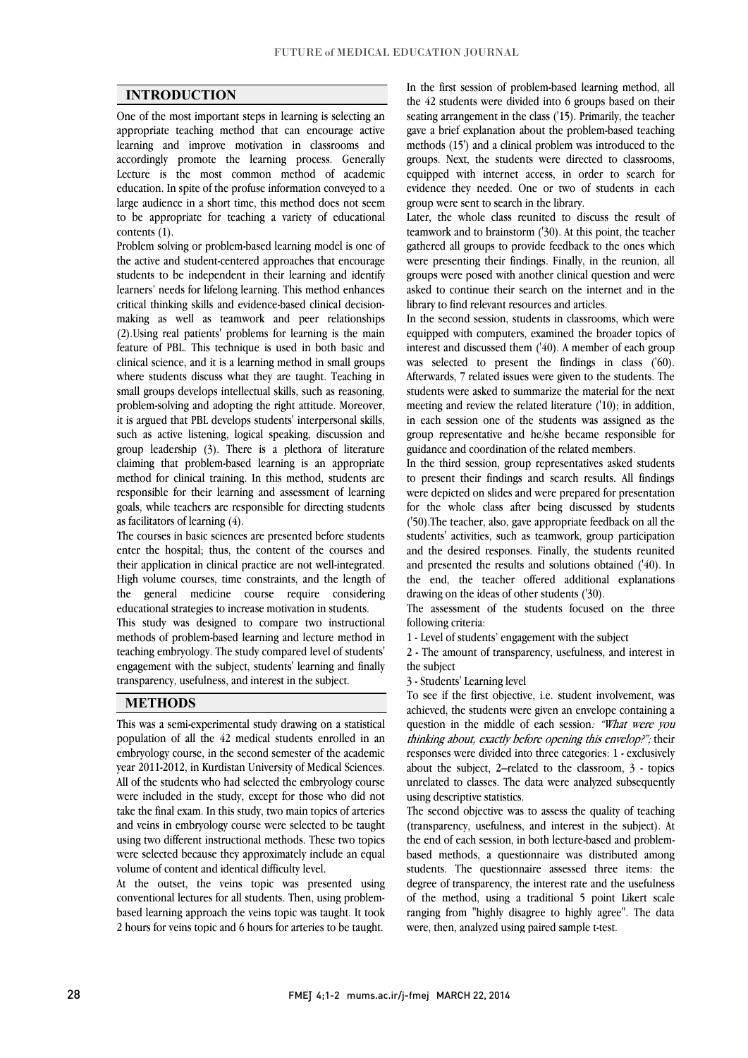## INTRODUCTION

One of the most important steps in learning is selecting an appropriate teaching method that can encourage active learning and improve motivation in classrooms and accordingly promote the learning process. Generally Lecture is the most common method of academic education. In spite of the profuse information conveyed to a large audience in a short time, this method does not seem to be appropriate for teaching a variety of educational contents (1).

Problem solving or problem-based learning model is one of the active and student-centered approaches that encourage students to be independent in their learning and identify learners' needs for lifelong learning. This method enhances critical thinking skills and evidence-based clinical decision-making as well as teamwork and peer relationships (2).Using real patients' problems for learning is the main feature of PBL. This technique is used in both basic and clinical science, and it is a learning method in small groups where students discuss what they are taught. Teaching in small groups develops intellectual skills, such as reasoning, problem-solving and adopting the right attitude. Moreover, it is argued that PBL develops students' interpersonal skills, such as active listening, logical speaking, discussion and group leadership (3). There is a plethora of literature claiming that problem-based learning is an appropriate method for clinical training. In this method, students are responsible for their learning and assessment of learning goals, while teachers are responsible for directing students as facilitators of learning (4).

The courses in basic sciences are presented before students enter the hospital; thus, the content of the courses and their application in clinical practice are not well-integrated. High volume courses, time constraints, and the length of the general medicine course require considering educational strategies to increase motivation in students.

This study was designed to compare two instructional methods of problem-based learning and lecture method in teaching embryology. The study compared level of students' engagement with the subject, students' learning and finally transparency, usefulness, and interest in the subject.

## METHODS

This was a semi-experimental study drawing on a statistical population of all the 42 medical students enrolled in an embryology course, in the second semester of the academic year 2011-2012, in Kurdistan University of Medical Sciences. All of the students who had selected the embryology course were included in the study, except for those who did not take the final exam. In this study, two main topics of arteries and veins in embryology course were selected to be taught using two different instructional methods. These two topics were selected because they approximately include an equal volume of content and identical difficulty level.

At the outset, the veins topic was presented using conventional lectures for all students. Then, using problem-based learning approach the veins topic was taught. It took 2 hours for veins topic and 6 hours for arteries to be taught.

In the first session of problem-based learning method, all the 42 students were divided into 6 groups based on their seating arrangement in the class ('15). Primarily, the teacher gave a brief explanation about the problem-based teaching methods (15') and a clinical problem was introduced to the groups. Next, the students were directed to classrooms, equipped with internet access, in order to search for evidence they needed. One or two of students in each group were sent to search in the library.

Later, the whole class reunited to discuss the result of teamwork and to brainstorm ('30). At this point, the teacher gathered all groups to provide feedback to the ones which were presenting their findings. Finally, in the reunion, all groups were posed with another clinical question and were asked to continue their search on the internet and in the library to find relevant resources and articles.

In the second session, students in classrooms, which were equipped with computers, examined the broader topics of interest and discussed them ('40). A member of each group was selected to present the findings in class ('60). Afterwards, 7 related issues were given to the students. The students were asked to summarize the material for the next meeting and review the related literature ('10); in addition, in each session one of the students was assigned as the group representative and he/she became responsible for guidance and coordination of the related members.

In the third session, group representatives asked students to present their findings and search results. All findings were depicted on slides and were prepared for presentation for the whole class after being discussed by students ('50).The teacher, also, gave appropriate feedback on all the students' activities, such as teamwork, group participation and the desired responses. Finally, the students reunited and presented the results and solutions obtained ('40). In the end, the teacher offered additional explanations drawing on the ideas of other students ('30).

The assessment of the students focused on the three following criteria:

1 - Level of students' engagement with the subject

2 - The amount of transparency, usefulness, and interest in the subject

3 - Students' Learning level

To see if the first objective, i.e. student involvement, was achieved, the students were given an envelope containing a question in the middle of each session*: "What were you thinking about, exactly before opening this envelop?";* their responses were divided into three categories: 1 - exclusively about the subject, 2–related to the classroom, 3 - topics unrelated to classes. The data were analyzed subsequently using descriptive statistics.

The second objective was to assess the quality of teaching (transparency, usefulness, and interest in the subject). At the end of each session, in both lecture-based and problem-based methods, a questionnaire was distributed among students. The questionnaire assessed three items: the degree of transparency, the interest rate and the usefulness of the method, using a traditional 5 point Likert scale ranging from "highly disagree to highly agree". The data were, then, analyzed using paired sample t-test.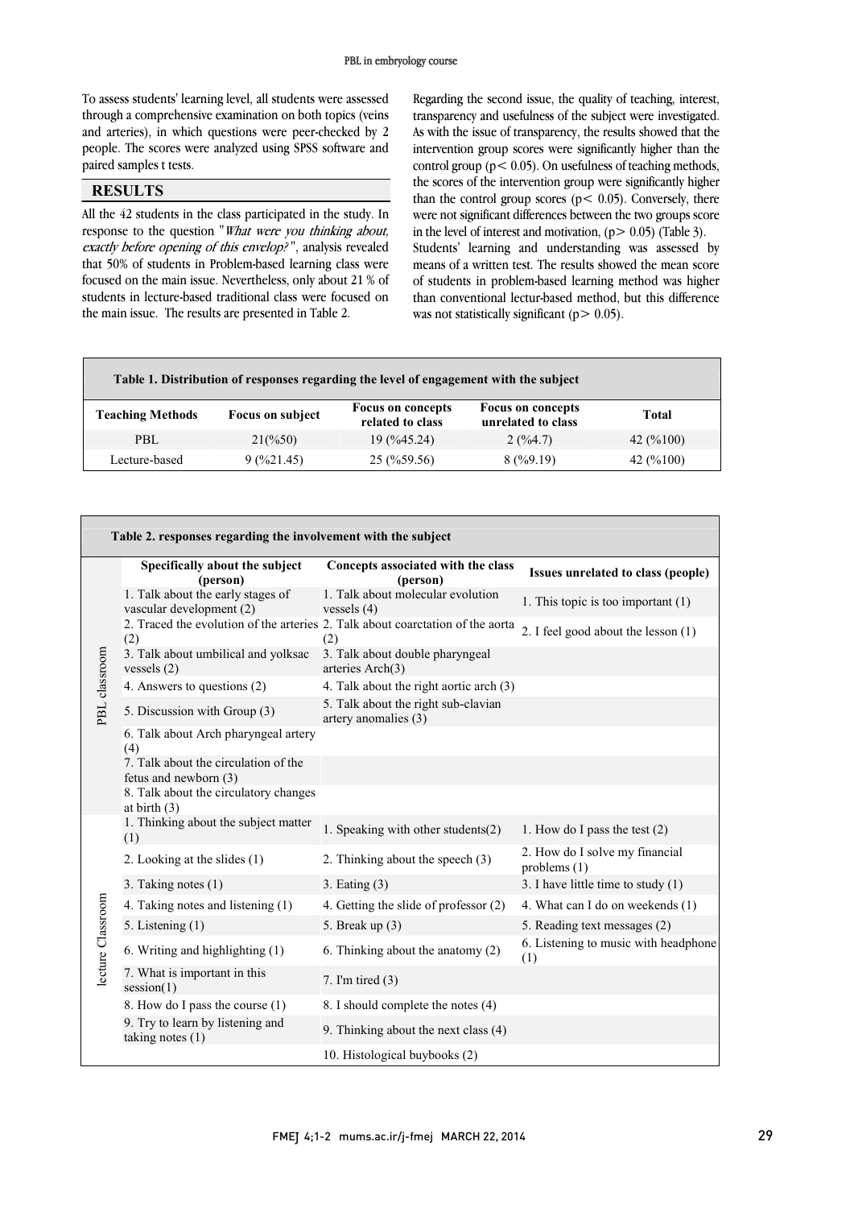To assess students' learning level, all students were assessed through a comprehensive examination on both topics (veins and arteries), in which questions were peer-checked by 2 people. The scores were analyzed using SPSS software and paired samples t tests.

## RESULTS

All the 42 students in the class participated in the study. In response to the question "*What were you thinking about, exactly before opening of this envelop?*", analysis revealed that 50% of students in Problem-based learning class were focused on the main issue. Nevertheless, only about 21 % of students in lecture-based traditional class were focused on the main issue. The results are presented in Table 2.

Regarding the second issue, the quality of teaching, interest, transparency and usefulness of the subject were investigated. As with the issue of transparency, the results showed that the intervention group scores were significantly higher than the control group ($p < 0.05$). On usefulness of teaching methods, the scores of the intervention group were significantly higher than the control group scores ($p < 0.05$). Conversely, there were not significant differences between the two groups score in the level of interest and motivation, ($p > 0.05$) (Table 3).

Students' learning and understanding was assessed by means of a written test. The results showed the mean score of students in problem-based learning method was higher than conventional lectur-based method, but this difference was not statistically significant ($p > 0.05$).

**Table 1. Distribution of responses regarding the level of engagement with the subject**

| Teaching Methods | Focus on subject | Focus on concepts related to class | Focus on concepts unrelated to class | Total |
|---|---|---|---|---|
| PBL | 21(%50) | 19 (%45.24) | 2 (%4.7) | 42 (%100) |
| Lecture-based | 9 (%21.45) | 25 (%59.56) | 8 (%9.19) | 42 (%100) |

**Table 2. responses regarding the involvement with the subject**

| | Specifically about the subject (person) | Concepts associated with the class (person) | Issues unrelated to class (people) |
|---|---|---|---|
| PBL classroom | 1. Talk about the early stages of vascular development (2) | 1. Talk about molecular evolution vessels (4) | 1. This topic is too important (1) |
| | 2. Traced the evolution of the arteries (2) | 2. Talk about coarctation of the aorta (2) | 2. I feel good about the lesson (1) |
| | 3. Talk about umbilical and yolksac vessels (2) | 3. Talk about double pharyngeal arteries Arch(3) | |
| | 4. Answers to questions (2) | 4. Talk about the right aortic arch (3) | |
| | 5. Discussion with Group (3) | 5. Talk about the right sub-clavian artery anomalies (3) | |
| | 6. Talk about Arch pharyngeal artery (4) | | |
| | 7. Talk about the circulation of the fetus and newborn (3) | | |
| | 8. Talk about the circulatory changes at birth (3) | | |
| lecture Classroom | 1. Thinking about the subject matter (1) | 1. Speaking with other students(2) | 1. How do I pass the test (2) |
| | 2. Looking at the slides (1) | 2. Thinking about the speech (3) | 2. How do I solve my financial problems (1) |
| | 3. Taking notes (1) | 3. Eating (3) | 3. I have little time to study (1) |
| | 4. Taking notes and listening (1) | 4. Getting the slide of professor (2) | 4. What can I do on weekends (1) |
| | 5. Listening (1) | 5. Break up (3) | 5. Reading text messages (2) |
| | 6. Writing and highlighting (1) | 6. Thinking about the anatomy (2) | 6. Listening to music with headphone (1) |
| | 7. What is important in this session(1) | 7. I'm tired (3) | |
| | 8. How do I pass the course (1) | 8. I should complete the notes (4) | |
| | 9. Try to learn by listening and taking notes (1) | 9. Thinking about the next class (4) | |
| | | 10. Histological buybooks (2) | |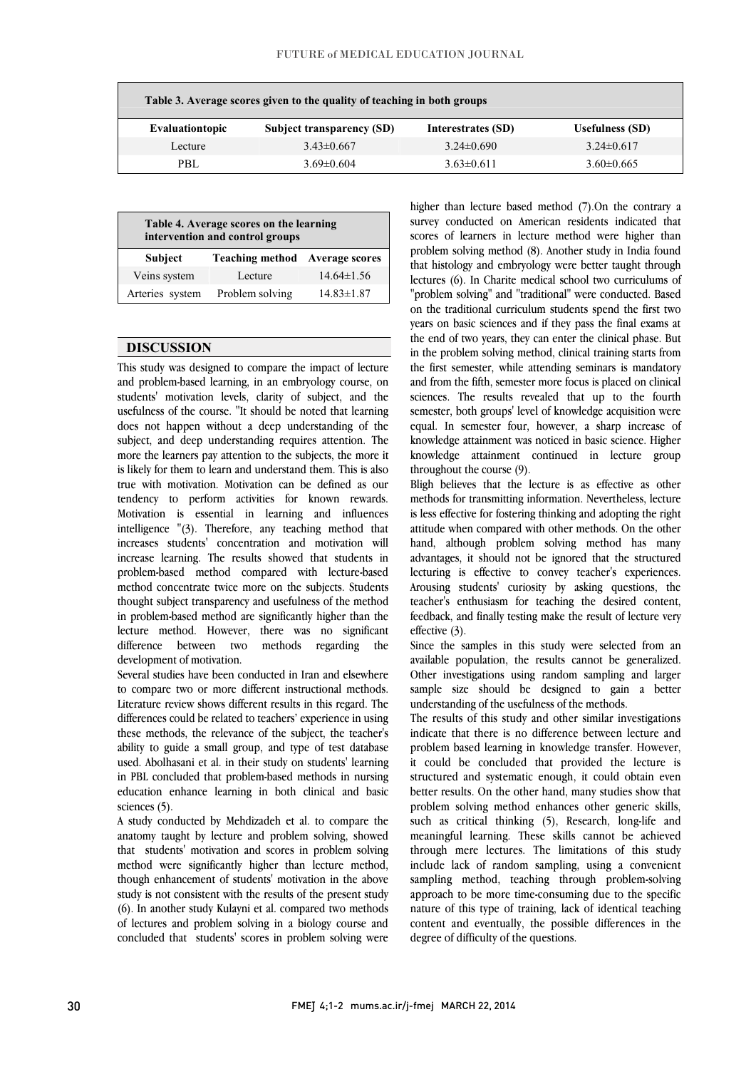**Table 3. Average scores given to the quality of teaching in both groups**

| Evaluationtopic | Subject transparency (SD) | Interestrates (SD) | Usefulness (SD) |
|---|---|---|---|
| Lecture | 3.43±0.667 | 3.24±0.690 | 3.24±0.617 |
| PBL | 3.69±0.604 | 3.63±0.611 | 3.60±0.665 |

**Table 4. Average scores on the learning intervention and control groups**

| Subject | Teaching method | Average scores |
|---|---|---|
| Veins system | Lecture | 14.64±1.56 |
| Arteries system | Problem solving | 14.83±1.87 |

## DISCUSSION

This study was designed to compare the impact of lecture and problem-based learning, in an embryology course, on students' motivation levels, clarity of subject, and the usefulness of the course. "It should be noted that learning does not happen without a deep understanding of the subject, and deep understanding requires attention. The more the learners pay attention to the subjects, the more it is likely for them to learn and understand them. This is also true with motivation. Motivation can be defined as our tendency to perform activities for known rewards. Motivation is essential in learning and influences intelligence "(3). Therefore, any teaching method that increases students' concentration and motivation will increase learning. The results showed that students in problem-based method compared with lecture-based method concentrate twice more on the subjects. Students thought subject transparency and usefulness of the method in problem-based method are significantly higher than the lecture method. However, there was no significant difference between two methods regarding the development of motivation.

Several studies have been conducted in Iran and elsewhere to compare two or more different instructional methods. Literature review shows different results in this regard. The differences could be related to teachers' experience in using these methods, the relevance of the subject, the teacher's ability to guide a small group, and type of test database used. Abolhasani et al. in their study on students' learning in PBL concluded that problem-based methods in nursing education enhance learning in both clinical and basic sciences (5).

A study conducted by Mehdizadeh et al. to compare the anatomy taught by lecture and problem solving, showed that students' motivation and scores in problem solving method were significantly higher than lecture method, though enhancement of students' motivation in the above study is not consistent with the results of the present study (6). In another study Kulayni et al. compared two methods of lectures and problem solving in a biology course and concluded that students' scores in problem solving were higher than lecture based method (7).On the contrary a survey conducted on American residents indicated that scores of learners in lecture method were higher than problem solving method (8). Another study in India found that histology and embryology were better taught through lectures (6). In Charite medical school two curriculums of "problem solving" and "traditional" were conducted. Based on the traditional curriculum students spend the first two years on basic sciences and if they pass the final exams at the end of two years, they can enter the clinical phase. But in the problem solving method, clinical training starts from the first semester, while attending seminars is mandatory and from the fifth, semester more focus is placed on clinical sciences. The results revealed that up to the fourth semester, both groups' level of knowledge acquisition were equal. In semester four, however, a sharp increase of knowledge attainment was noticed in basic science. Higher knowledge attainment continued in lecture group throughout the course (9).

Bligh believes that the lecture is as effective as other methods for transmitting information. Nevertheless, lecture is less effective for fostering thinking and adopting the right attitude when compared with other methods. On the other hand, although problem solving method has many advantages, it should not be ignored that the structured lecturing is effective to convey teacher's experiences. Arousing students' curiosity by asking questions, the teacher's enthusiasm for teaching the desired content, feedback, and finally testing make the result of lecture very effective (3).

Since the samples in this study were selected from an available population, the results cannot be generalized. Other investigations using random sampling and larger sample size should be designed to gain a better understanding of the usefulness of the methods.

The results of this study and other similar investigations indicate that there is no difference between lecture and problem based learning in knowledge transfer. However, it could be concluded that provided the lecture is structured and systematic enough, it could obtain even better results. On the other hand, many studies show that problem solving method enhances other generic skills, such as critical thinking (5), Research, long-life and meaningful learning. These skills cannot be achieved through mere lectures. The limitations of this study include lack of random sampling, using a convenient sampling method, teaching through problem-solving approach to be more time-consuming due to the specific nature of this type of training, lack of identical teaching content and eventually, the possible differences in the degree of difficulty of the questions.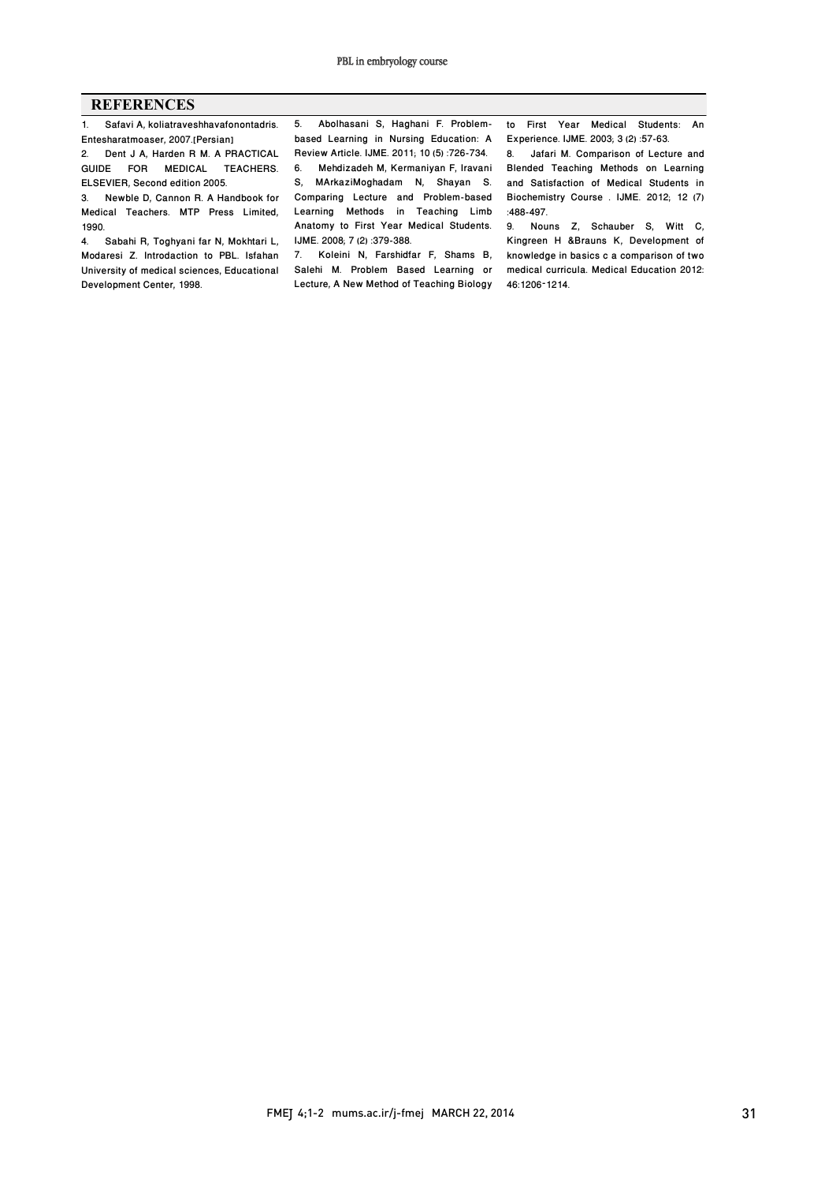## REFERENCES

1. Safavi A, koliatraveshhavafonontadris. Entesharatmoaser, 2007.[Persian]
2. Dent J A, Harden R M. A PRACTICAL GUIDE FOR MEDICAL TEACHERS. ELSEVIER, Second edition 2005.
3. Newble D, Cannon R. A Handbook for Medical Teachers. MTP Press Limited, 1990.
4. Sabahi R, Toghyani far N, Mokhtari L, Modaresi Z. Introdaction to PBL. Isfahan University of medical sciences, Educational Development Center, 1998.
5. Abolhasani S, Haghani F. Problem-based Learning in Nursing Education: A Review Article. IJME. 2011; 10 (5) :726-734.
6. Mehdizadeh M, Kermaniyan F, Iravani S, MArkaziMoghadam N, Shayan S. Comparing Lecture and Problem-based Learning Methods in Teaching Limb Anatomy to First Year Medical Students. IJME. 2008; 7 (2) :379-388.
7. Koleini N, Farshidfar F, Shams B, Salehi M. Problem Based Learning or Lecture, A New Method of Teaching Biology to First Year Medical Students: An Experience. IJME. 2003; 3 (2) :57-63.
8. Jafari M. Comparison of Lecture and Blended Teaching Methods on Learning and Satisfaction of Medical Students in Biochemistry Course . IJME. 2012; 12 (7) :488-497.
9. Nouns Z, Schauber S, Witt C, Kingreen H &Brauns K, Development of knowledge in basics c a comparison of two medical curricula. Medical Education 2012: 46:1206-1214.